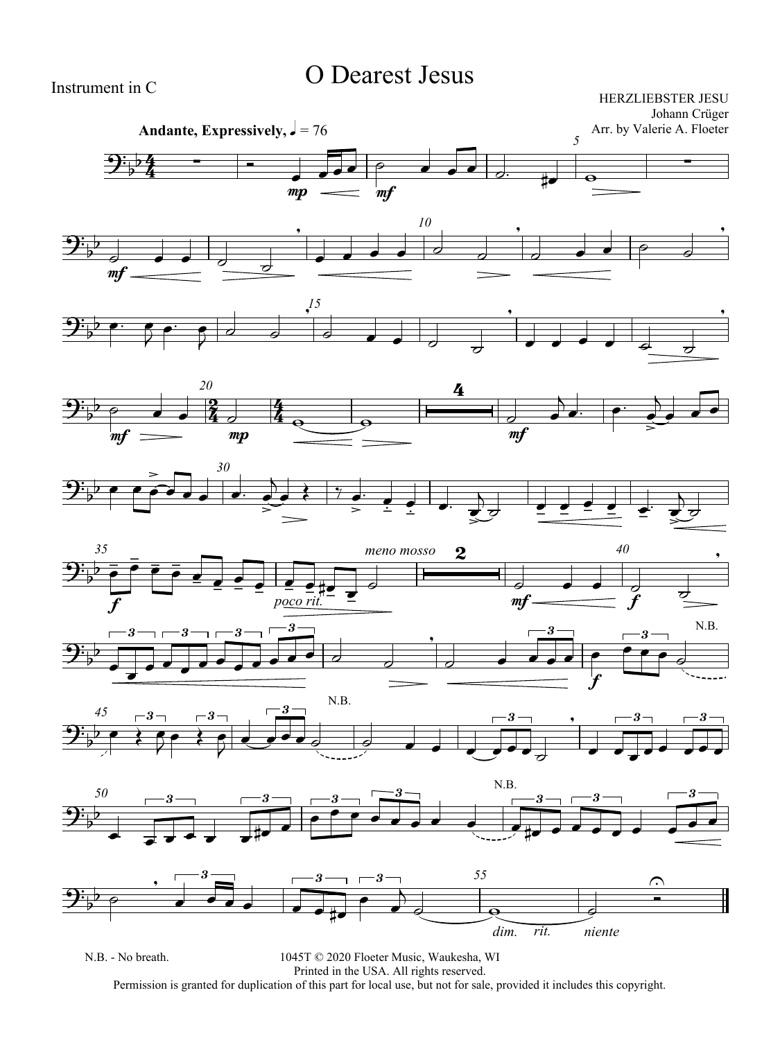Instrument in C

# O Dearest Jesus

HERZLIEBSTER JESU
Johann Crüger
Arr. by Valerie A. Floeter

**Andante, Expressively,** ♩ = 76

N.B. - No breath.

1045T © 2020 Floeter Music, Waukesha, WI
Printed in the USA. All rights reserved.
Permission is granted for duplication of this part for local use, but not for sale, provided it includes this copyright.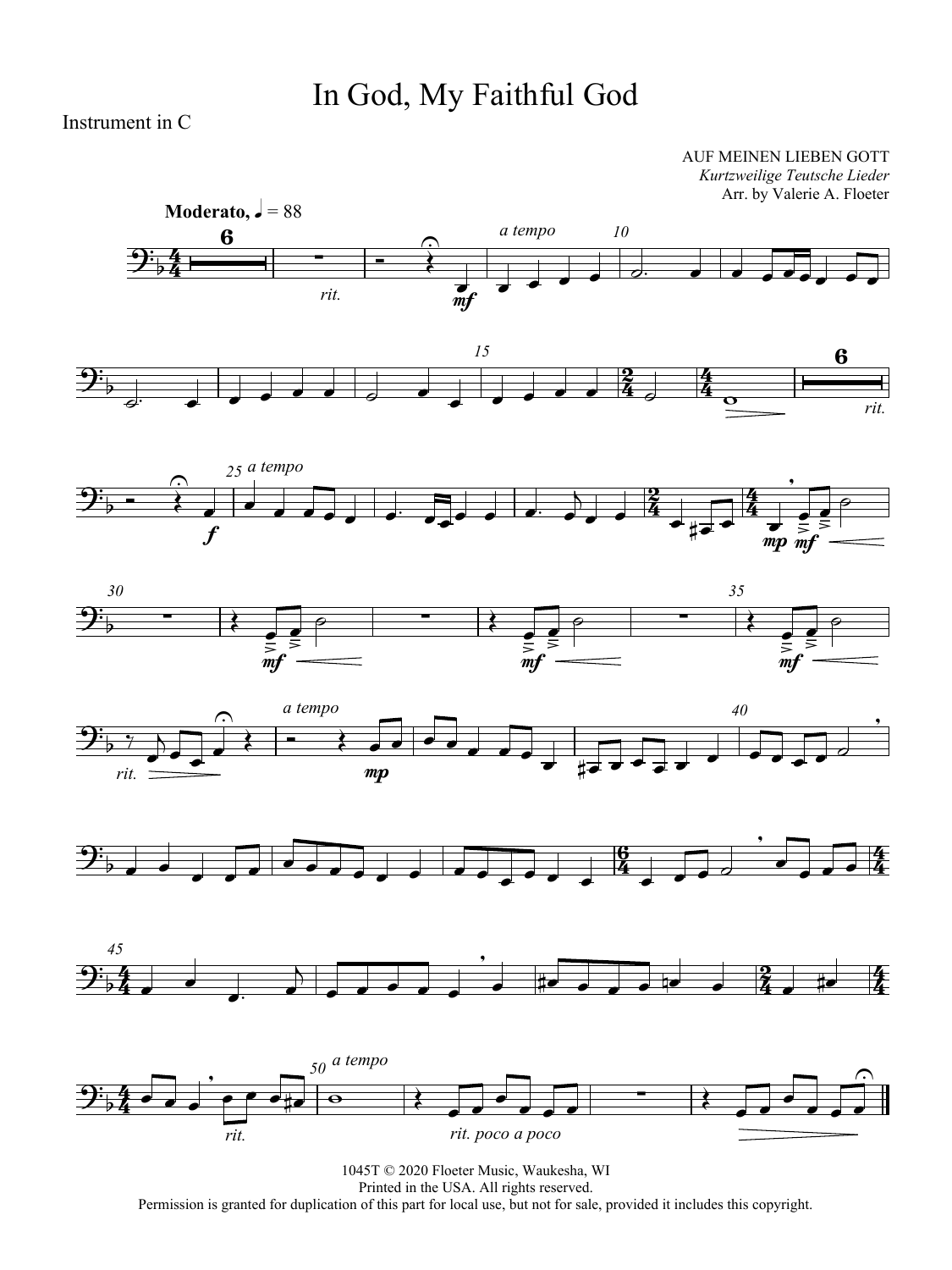# In God, My Faithful God

Instrument in C

AUF MEINEN LIEBEN GOTT
*Kurtzweilige Teutsche Lieder*
Arr. by Valerie A. Floeter

**Moderato,** ♩ = 88

1045T © 2020 Floeter Music, Waukesha, WI
Printed in the USA. All rights reserved.
Permission is granted for duplication of this part for local use, but not for sale, provided it includes this copyright.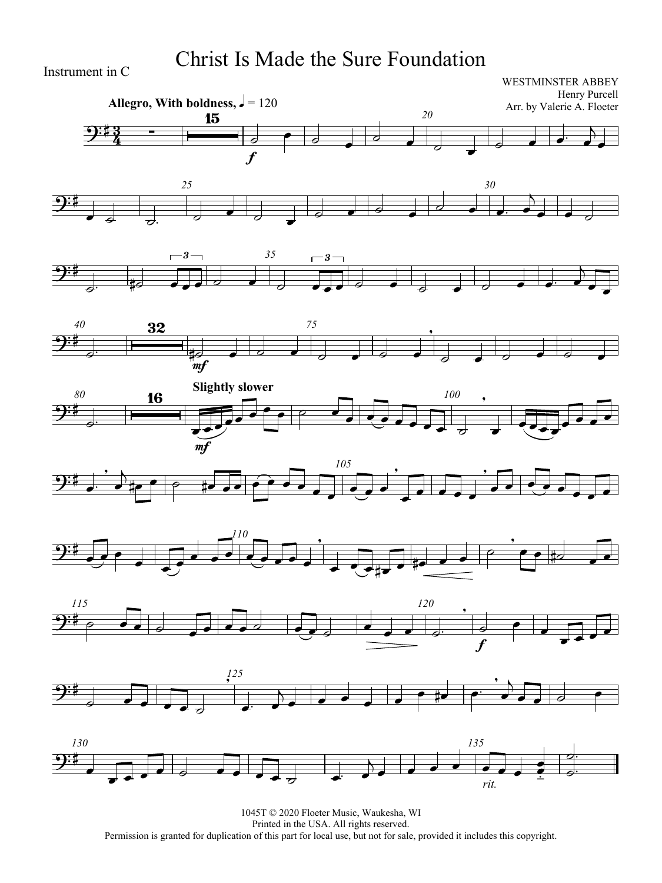Instrument in C

# Christ Is Made the Sure Foundation

WESTMINSTER ABBEY
Henry Purcell
Arr. by Valerie A. Floeter

**Allegro, With boldness,** ♩ = 120

**Slightly slower**

*rit.*

1045T © 2020 Floeter Music, Waukesha, WI
Printed in the USA. All rights reserved.
Permission is granted for duplication of this part for local use, but not for sale, provided it includes this copyright.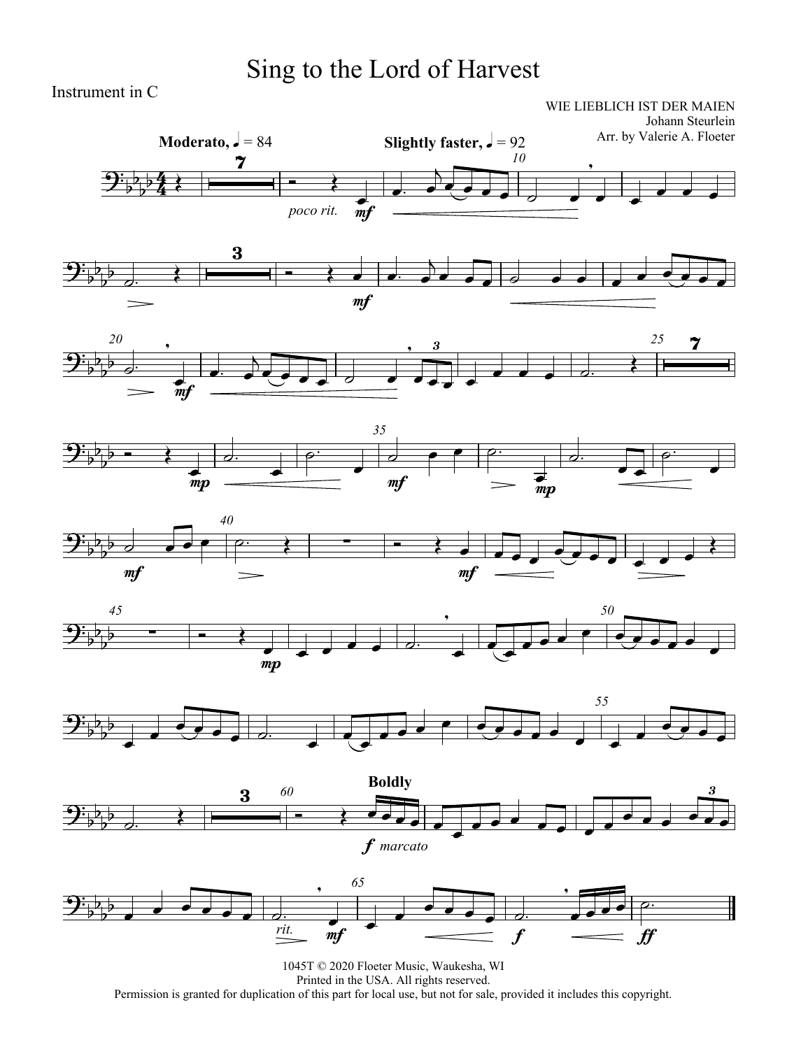# Sing to the Lord of Harvest

Instrument in C

WIE LIEBLICH IST DER MAIEN
Johann Steurlein
Arr. by Valerie A. Floeter

**Moderato,** ♩ = 84 **Slightly faster,** ♩ = 92

*poco rit.* *mf*

**Boldly**

*f marcato*

*rit.* *mf* *f* *ff*

1045T © 2020 Floeter Music, Waukesha, WI
Printed in the USA. All rights reserved.
Permission is granted for duplication of this part for local use, but not for sale, provided it includes this copyright.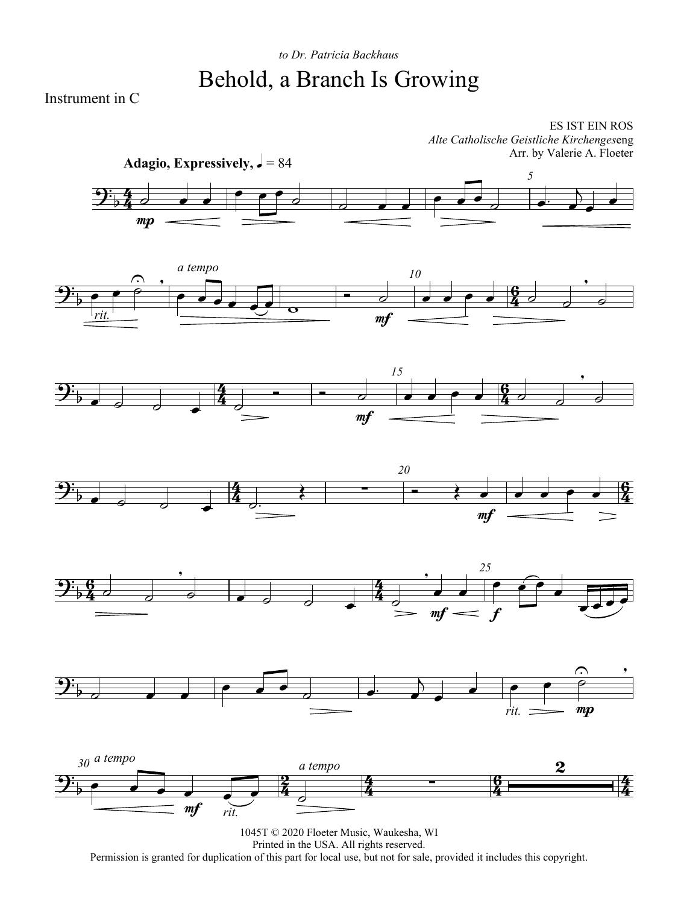*to Dr. Patricia Backhaus*

# Behold, a Branch Is Growing

Instrument in C

ES IST EIN ROS
*Alte Catholische Geistliche Kirchengeseng*
Arr. by Valerie A. Floeter

**Adagio, Expressively,** ♩ = 84

1045T © 2020 Floeter Music, Waukesha, WI
Printed in the USA. All rights reserved.
Permission is granted for duplication of this part for local use, but not for sale, provided it includes this copyright.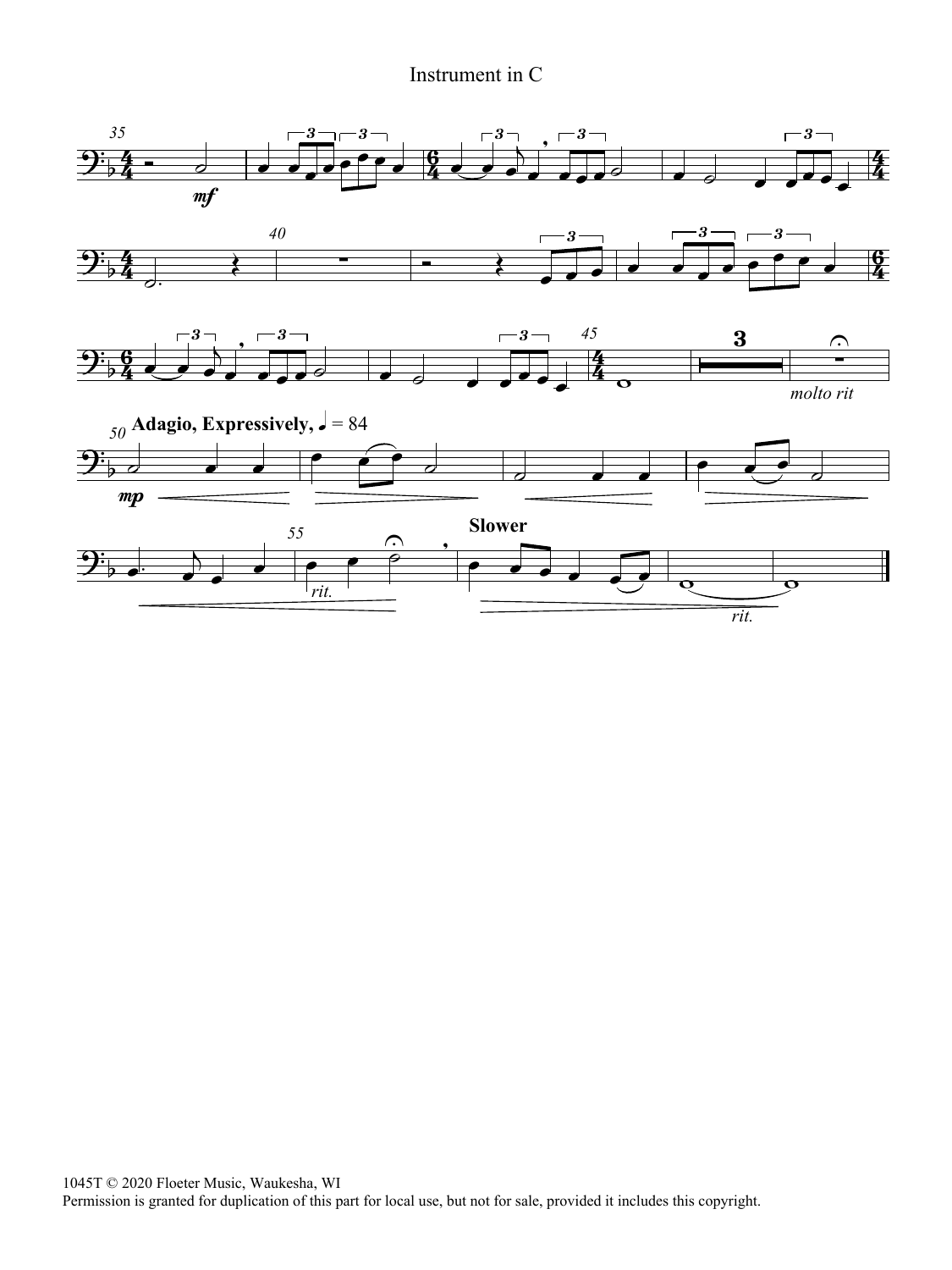Instrument in C

1045T © 2020 Floeter Music, Waukesha, WI
Permission is granted for duplication of this part for local use, but not for sale, provided it includes this copyright.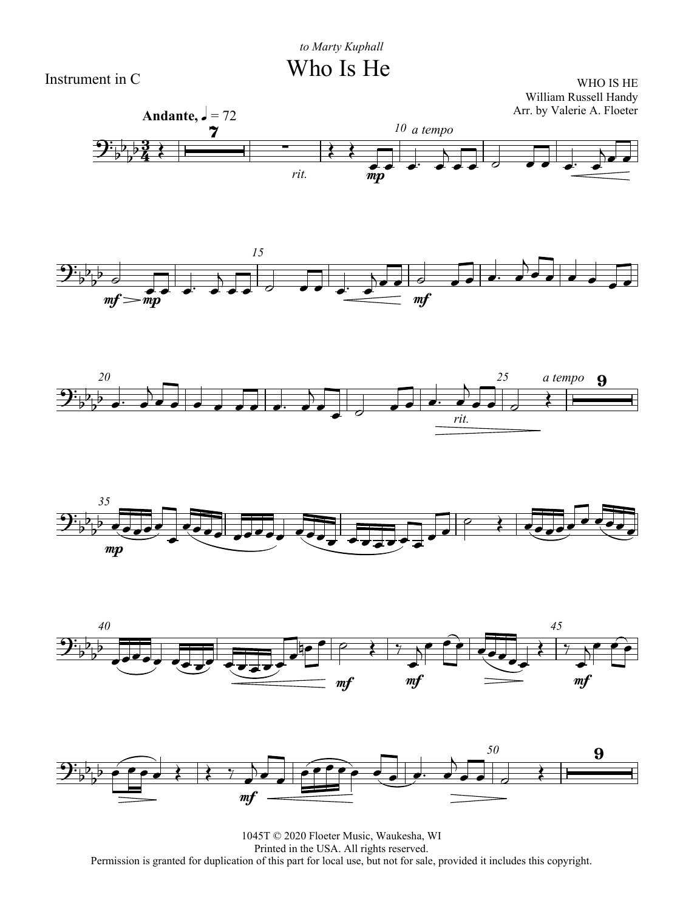*to Marty Kuphall*

# Who Is He

Instrument in C

WHO IS HE
William Russell Handy
Arr. by Valerie A. Floeter

**Andante,** ♩ = 72

1045T © 2020 Floeter Music, Waukesha, WI
Printed in the USA. All rights reserved.
Permission is granted for duplication of this part for local use, but not for sale, provided it includes this copyright.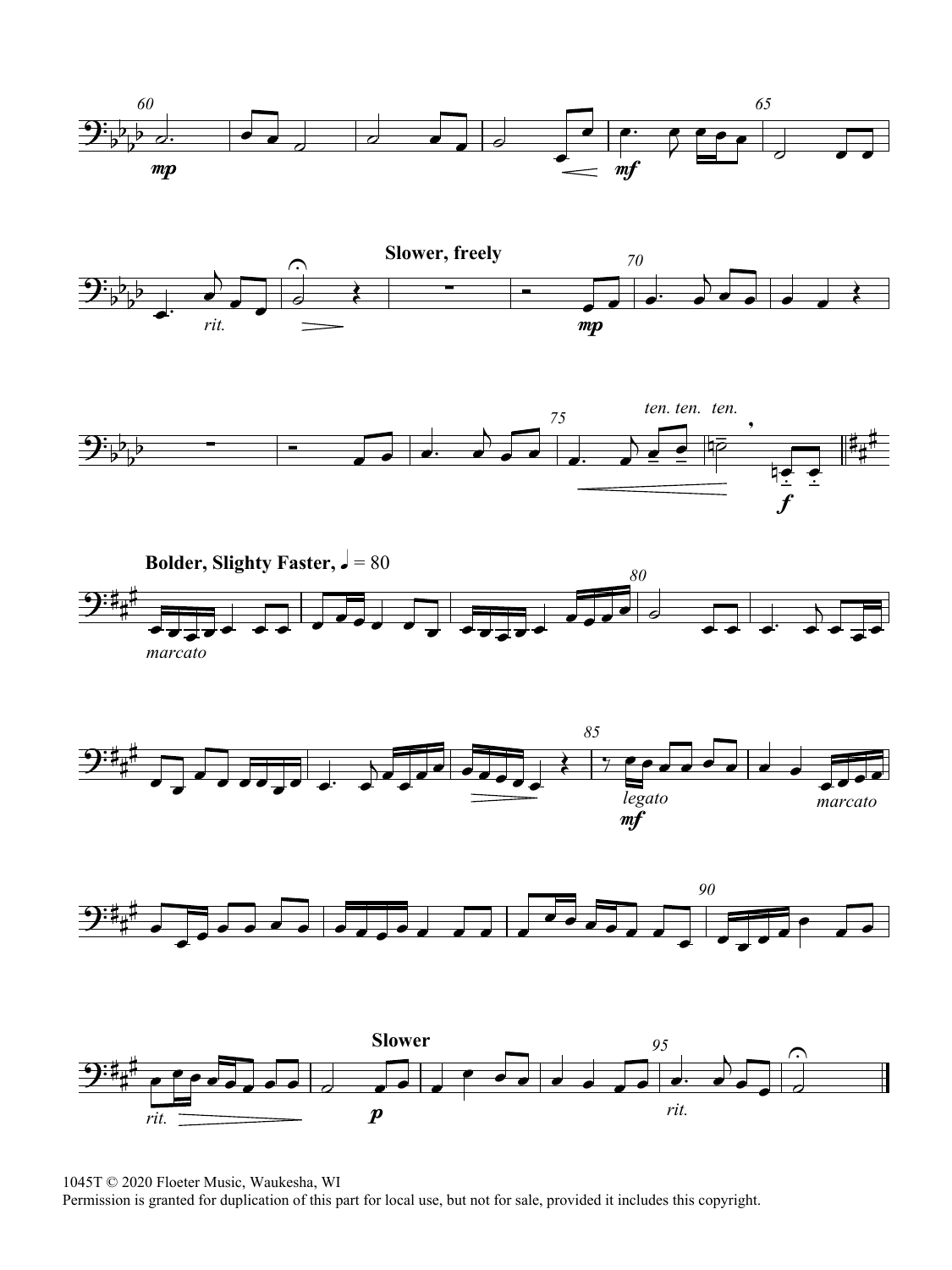1045T © 2020 Floeter Music, Waukesha, WI
Permission is granted for duplication of this part for local use, but not for sale, provided it includes this copyright.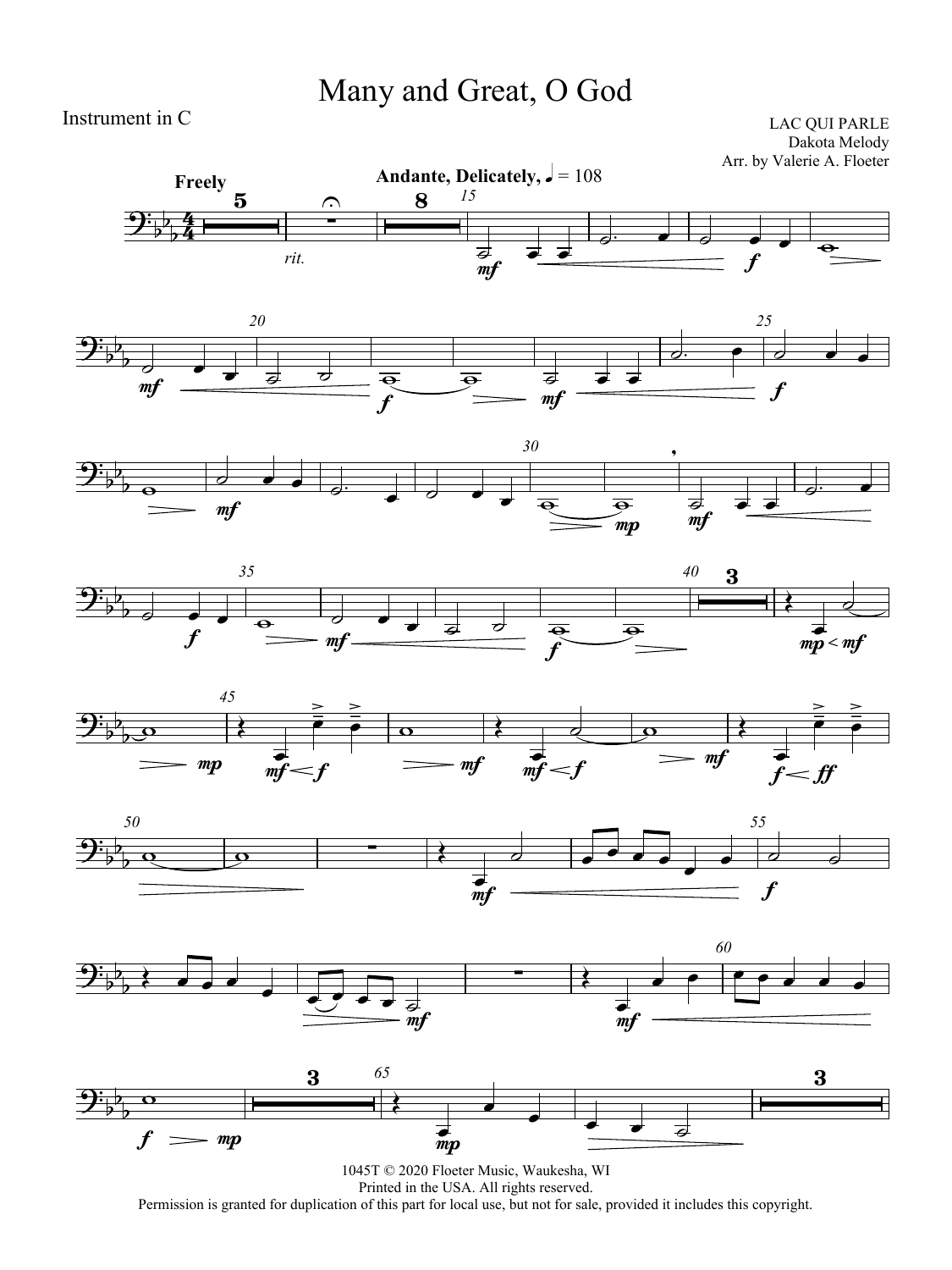# Many and Great, O God

Instrument in C

LAC QUI PARLE
Dakota Melody
Arr. by Valerie A. Floeter

1045T © 2020 Floeter Music, Waukesha, WI
Printed in the USA.
Permission is granted for duplication of this part for local use, but not for sale, provided it includes this copyright.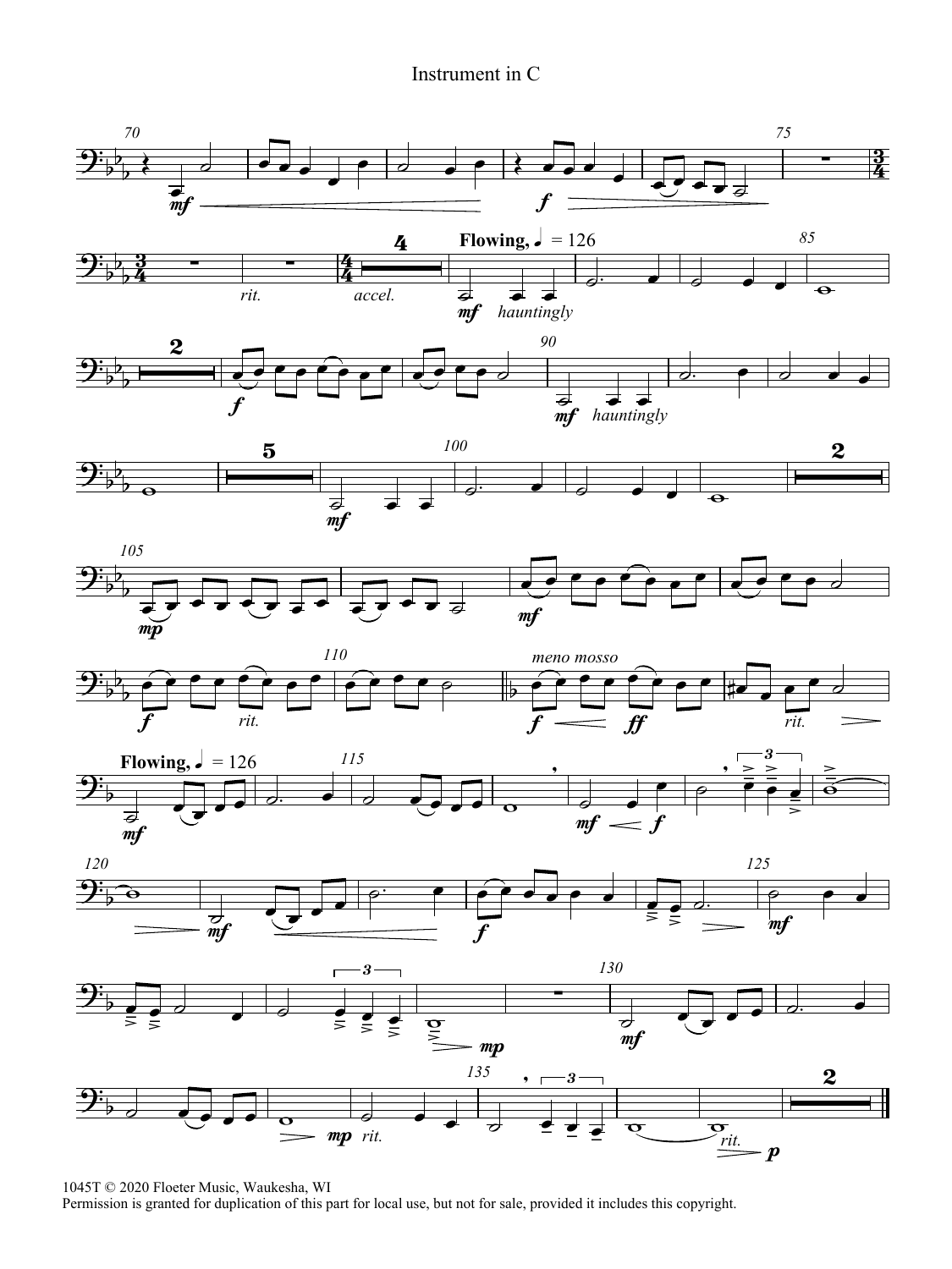Instrument in C

1045T © 2020 Floeter Music, Waukesha, WI
Permission is granted for duplication of this part for local use, but not for sale, provided it includes this copyright.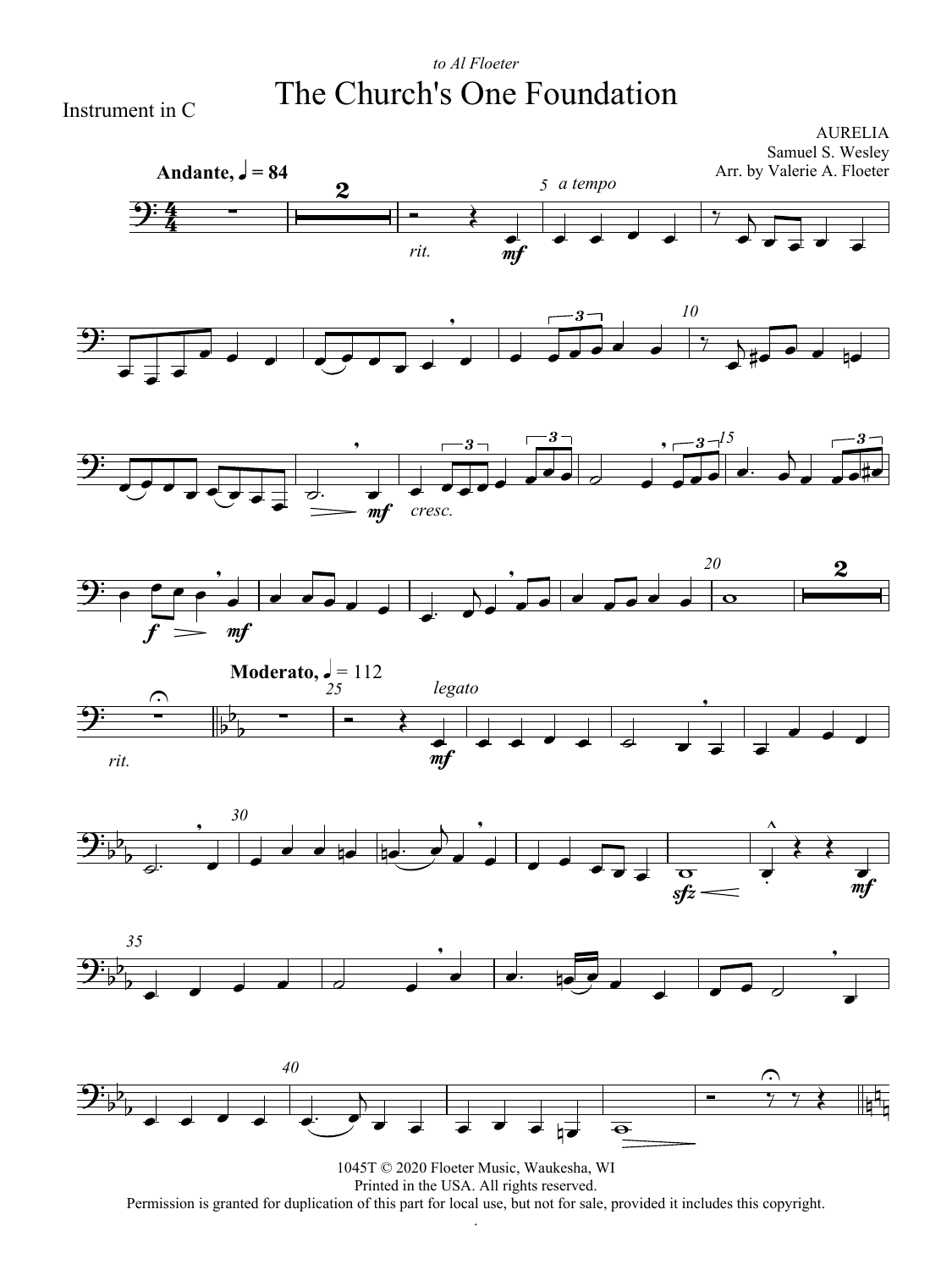*to Al Floeter*

Instrument in C

# The Church's One Foundation

AURELIA
Samuel S. Wesley
Arr. by Valerie A. Floeter

**Andante, ♩ = 84**

*a tempo*

*rit.*

*cresc.*

**Moderato, ♩ = 112**

*legato*

*rit.*

1045T © 2020 Floeter Music, Waukesha, WI
Printed in the USA. All rights reserved.
Permission is granted for duplication of this part for local use, but not for sale, provided it includes this copyright.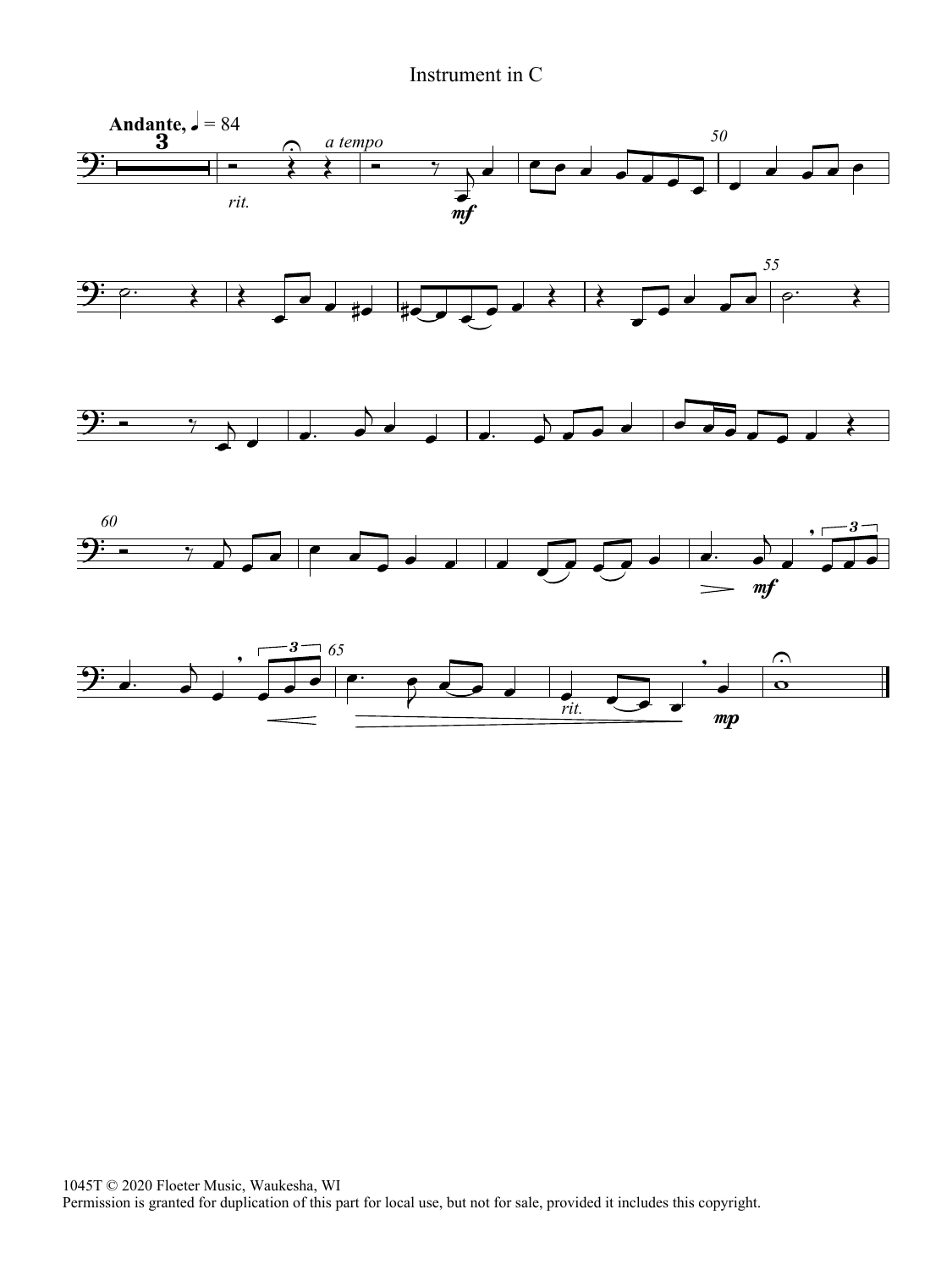Instrument in C

1045T © 2020 Floeter Music, Waukesha, WI
Permission is granted for duplication of this part for local use, but not for sale, provided it includes this copyright.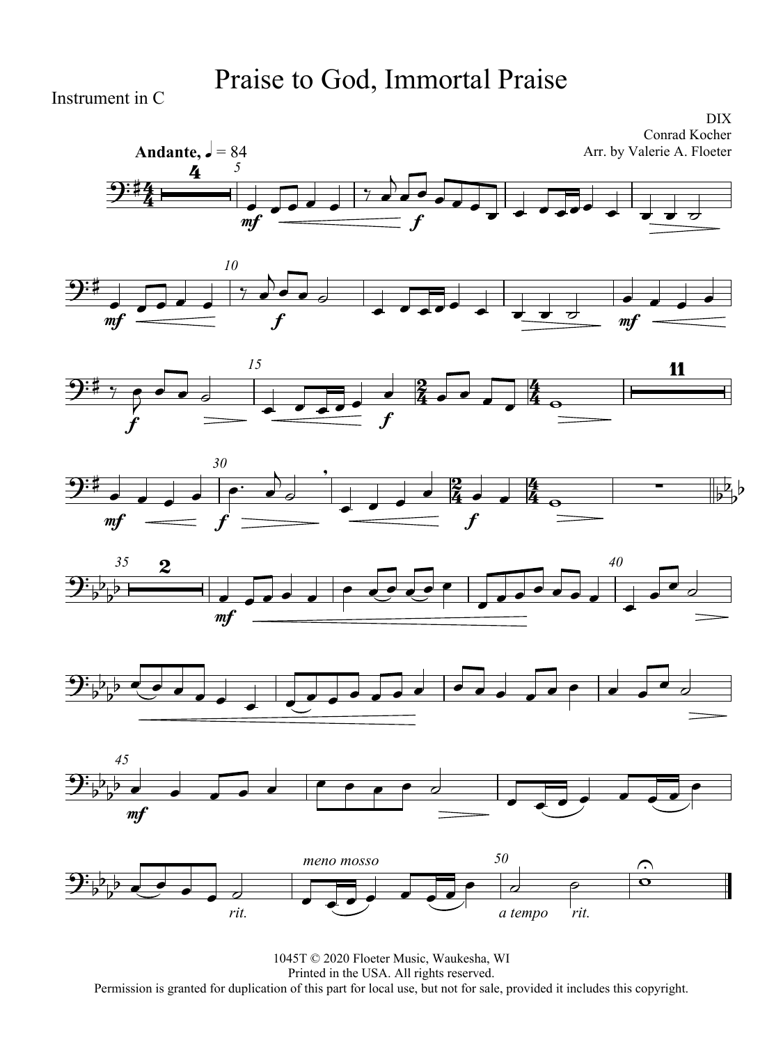Instrument in C

# Praise to God, Immortal Praise

DIX
Conrad Kocher
Arr. by Valerie A. Floeter

**Andante,** ♩ = 84

*meno mosso*

*rit.*

*a tempo*

*rit.*

1045T © 2020 Floeter Music, Waukesha, WI
Printed in the USA. All rights reserved.
Permission is granted for duplication of this part for local use, but not for sale, provided it includes this copyright.